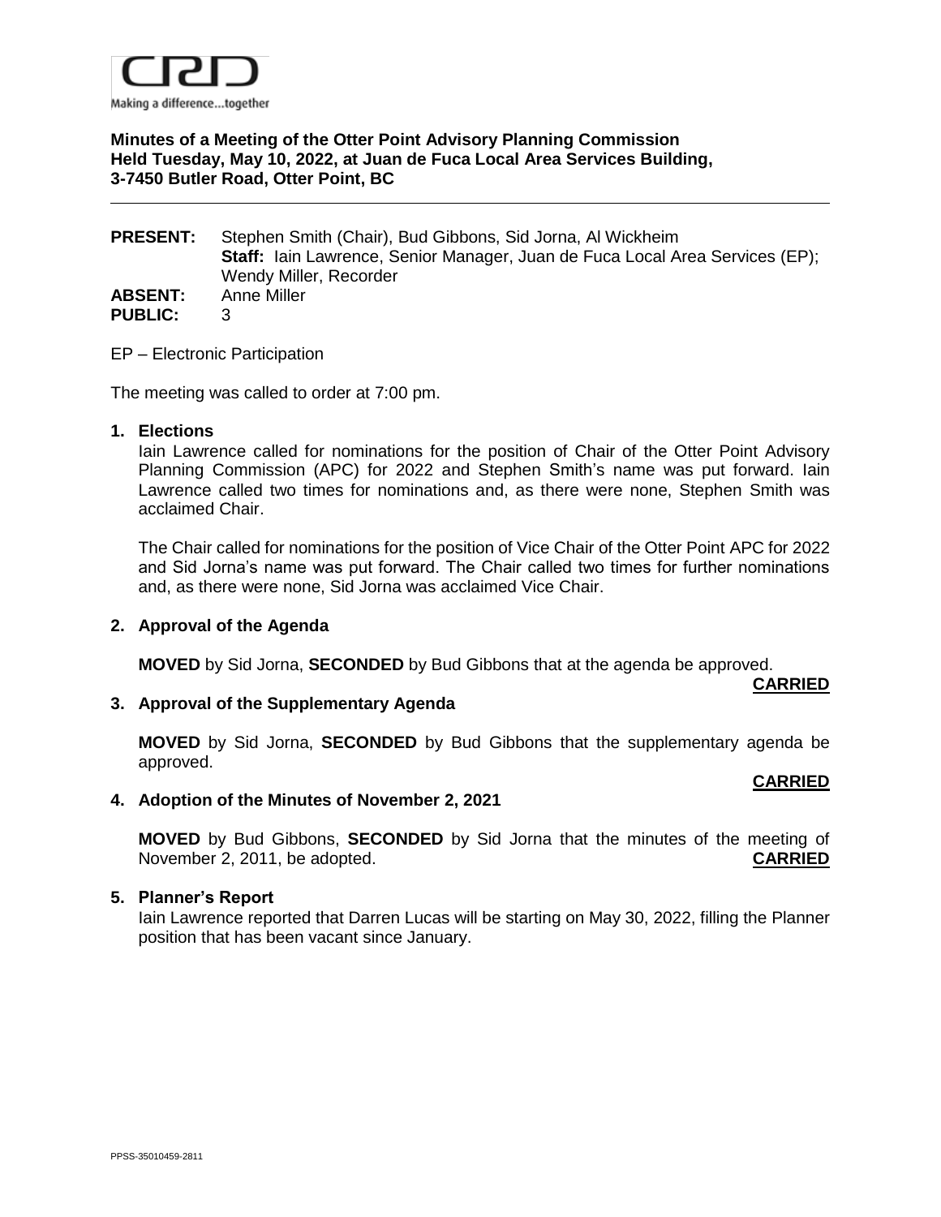CRD
Making a difference...together

**Minutes of a Meeting of the Otter Point Advisory Planning Commission**
**Held Tuesday, May 10, 2022, at Juan de Fuca Local Area Services Building,**
**3-7450 Butler Road, Otter Point, BC**

---

**PRESENT:** Stephen Smith (Chair), Bud Gibbons, Sid Jorna, Al Wickheim
**Staff:** Iain Lawrence, Senior Manager, Juan de Fuca Local Area Services (EP); Wendy Miller, Recorder

**ABSENT:** Anne Miller

**PUBLIC:** 3

EP – Electronic Participation

The meeting was called to order at 7:00 pm.

**1. Elections**

Iain Lawrence called for nominations for the position of Chair of the Otter Point Advisory Planning Commission (APC) for 2022 and Stephen Smith's name was put forward. Iain Lawrence called two times for nominations and, as there were none, Stephen Smith was acclaimed Chair.

The Chair called for nominations for the position of Vice Chair of the Otter Point APC for 2022 and Sid Jorna's name was put forward. The Chair called two times for further nominations and, as there were none, Sid Jorna was acclaimed Vice Chair.

**2. Approval of the Agenda**

**MOVED** by Sid Jorna, **SECONDED** by Bud Gibbons that at the agenda be approved.

**CARRIED**

**3. Approval of the Supplementary Agenda**

**MOVED** by Sid Jorna, **SECONDED** by Bud Gibbons that the supplementary agenda be approved.

**CARRIED**

**4. Adoption of the Minutes of November 2, 2021**

**MOVED** by Bud Gibbons, **SECONDED** by Sid Jorna that the minutes of the meeting of November 2, 2011, be adopted. **CARRIED**

**5. Planner's Report**

Iain Lawrence reported that Darren Lucas will be starting on May 30, 2022, filling the Planner position that has been vacant since January.

PPSS-35010459-2811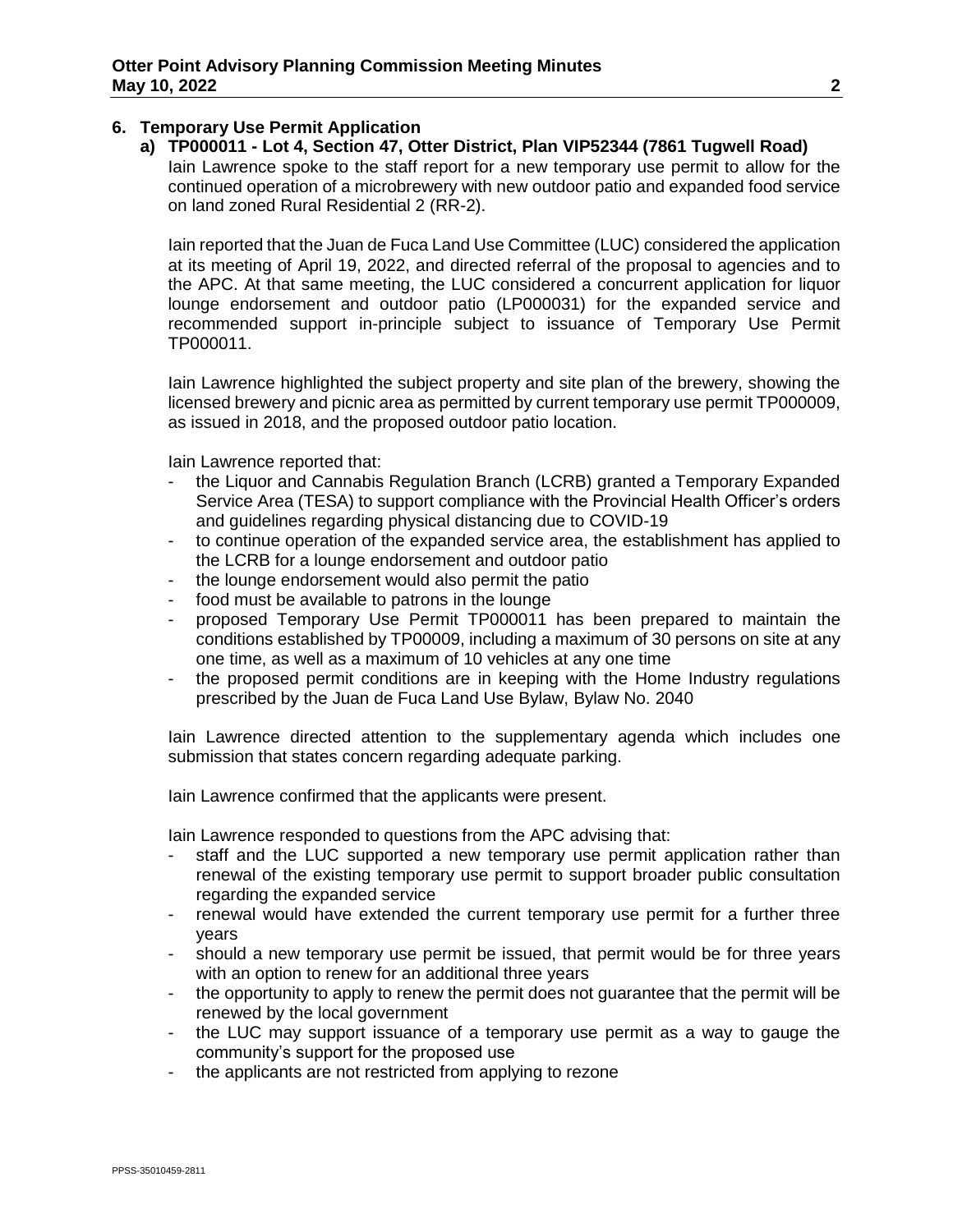## 6. Temporary Use Permit Application

### a) TP000011 - Lot 4, Section 47, Otter District, Plan VIP52344 (7861 Tugwell Road)

Iain Lawrence spoke to the staff report for a new temporary use permit to allow for the continued operation of a microbrewery with new outdoor patio and expanded food service on land zoned Rural Residential 2 (RR-2).

Iain reported that the Juan de Fuca Land Use Committee (LUC) considered the application at its meeting of April 19, 2022, and directed referral of the proposal to agencies and to the APC. At that same meeting, the LUC considered a concurrent application for liquor lounge endorsement and outdoor patio (LP000031) for the expanded service and recommended support in-principle subject to issuance of Temporary Use Permit TP000011.

Iain Lawrence highlighted the subject property and site plan of the brewery, showing the licensed brewery and picnic area as permitted by current temporary use permit TP000009, as issued in 2018, and the proposed outdoor patio location.

Iain Lawrence reported that:

- the Liquor and Cannabis Regulation Branch (LCRB) granted a Temporary Expanded Service Area (TESA) to support compliance with the Provincial Health Officer's orders and guidelines regarding physical distancing due to COVID-19
- to continue operation of the expanded service area, the establishment has applied to the LCRB for a lounge endorsement and outdoor patio
- the lounge endorsement would also permit the patio
- food must be available to patrons in the lounge
- proposed Temporary Use Permit TP000011 has been prepared to maintain the conditions established by TP00009, including a maximum of 30 persons on site at any one time, as well as a maximum of 10 vehicles at any one time
- the proposed permit conditions are in keeping with the Home Industry regulations prescribed by the Juan de Fuca Land Use Bylaw, Bylaw No. 2040

Iain Lawrence directed attention to the supplementary agenda which includes one submission that states concern regarding adequate parking.

Iain Lawrence confirmed that the applicants were present.

Iain Lawrence responded to questions from the APC advising that:

- staff and the LUC supported a new temporary use permit application rather than renewal of the existing temporary use permit to support broader public consultation regarding the expanded service
- renewal would have extended the current temporary use permit for a further three years
- should a new temporary use permit be issued, that permit would be for three years with an option to renew for an additional three years
- the opportunity to apply to renew the permit does not guarantee that the permit will be renewed by the local government
- the LUC may support issuance of a temporary use permit as a way to gauge the community's support for the proposed use
- the applicants are not restricted from applying to rezone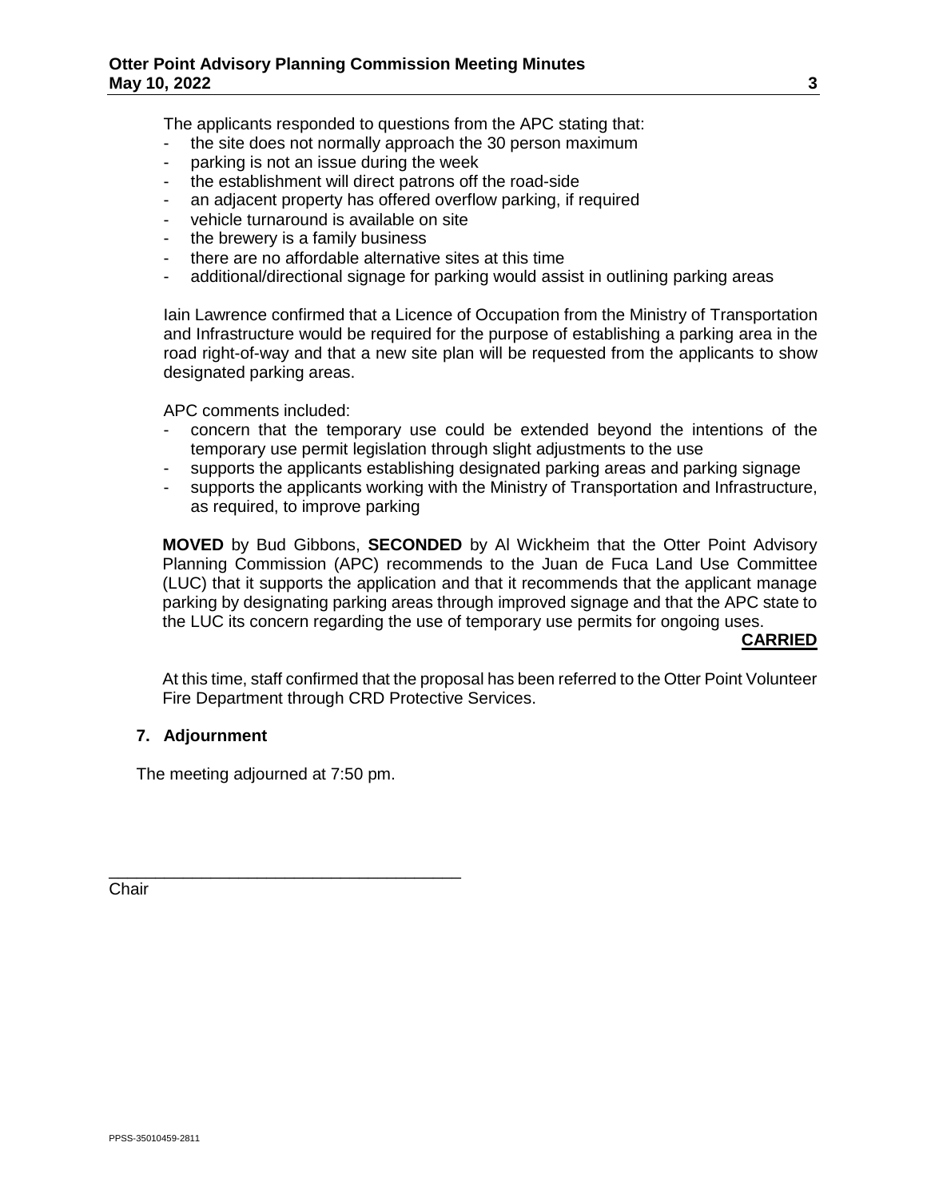The applicants responded to questions from the APC stating that:

- the site does not normally approach the 30 person maximum
- parking is not an issue during the week
- the establishment will direct patrons off the road-side
- an adjacent property has offered overflow parking, if required
- vehicle turnaround is available on site
- the brewery is a family business
- there are no affordable alternative sites at this time
- additional/directional signage for parking would assist in outlining parking areas

Iain Lawrence confirmed that a Licence of Occupation from the Ministry of Transportation and Infrastructure would be required for the purpose of establishing a parking area in the road right-of-way and that a new site plan will be requested from the applicants to show designated parking areas.

APC comments included:

- concern that the temporary use could be extended beyond the intentions of the temporary use permit legislation through slight adjustments to the use
- supports the applicants establishing designated parking areas and parking signage
- supports the applicants working with the Ministry of Transportation and Infrastructure, as required, to improve parking

**MOVED** by Bud Gibbons, **SECONDED** by Al Wickheim that the Otter Point Advisory Planning Commission (APC) recommends to the Juan de Fuca Land Use Committee (LUC) that it supports the application and that it recommends that the applicant manage parking by designating parking areas through improved signage and that the APC state to the LUC its concern regarding the use of temporary use permits for ongoing uses.

**CARRIED**

At this time, staff confirmed that the proposal has been referred to the Otter Point Volunteer Fire Department through CRD Protective Services.

## 7. Adjournment

The meeting adjourned at 7:50 pm.

\_\_\_\_\_\_\_\_\_\_\_\_\_\_\_\_\_\_\_\_\_\_\_\_\_\_\_\_\_\_\_\_\_\_\_\_\_\_

Chair

PPSS-35010459-2811